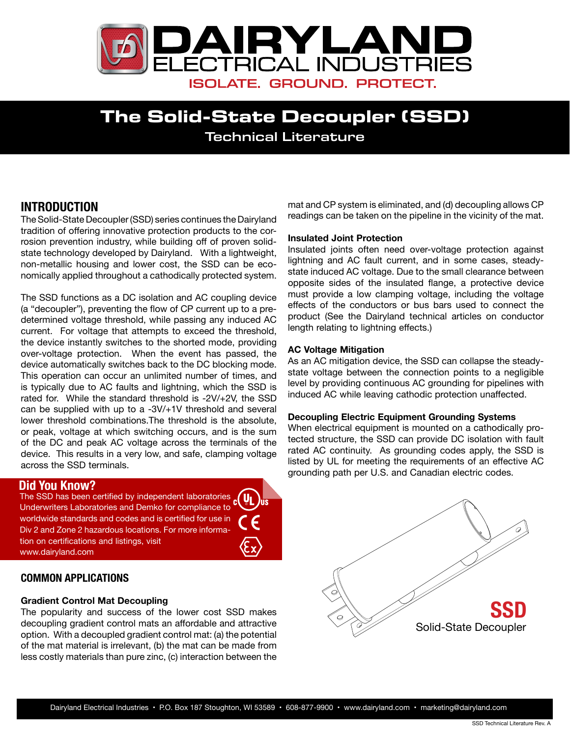# DAIRYLAND ELECTRICAL INDUSTRIES

ISOLATE. GROUND. PROTECT.

# The Solid-State Decoupler (SSD)

## Technical Literature

## INTRODUCTION

The Solid-State Decoupler (SSD) series continues the Dairyland tradition of offering innovative protection products to the corrosion prevention industry, while building off of proven solid-state technology developed by Dairyland. With a lightweight, non-metallic housing and lower cost, the SSD can be economically applied throughout a cathodically protected system.

The SSD functions as a DC isolation and AC coupling device (a "decoupler"), preventing the flow of CP current up to a predetermined voltage threshold, while passing any induced AC current. For voltage that attempts to exceed the threshold, the device instantly switches to the shorted mode, providing over-voltage protection. When the event has passed, the device automatically switches back to the DC blocking mode. This operation can occur an unlimited number of times, and is typically due to AC faults and lightning, which the SSD is rated for. While the standard threshold is -2V/+2V, the SSD can be supplied with up to a -3V/+1V threshold and several lower threshold combinations.The threshold is the absolute, or peak, voltage at which switching occurs, and is the sum of the DC and peak AC voltage across the terminals of the device. This results in a very low, and safe, clamping voltage across the SSD terminals.

### Did You Know?

The SSD has been certified by independent laboratories Underwriters Laboratories and Demko for compliance to worldwide standards and codes and is certified for use in Div 2 and Zone 2 hazardous locations. For more information on certifications and listings, visit www.dairyland.com

## COMMON APPLICATIONS

**Gradient Control Mat Decoupling**

The popularity and success of the lower cost SSD makes decoupling gradient control mats an affordable and attractive option. With a decoupled gradient control mat: (a) the potential of the mat material is irrelevant, (b) the mat can be made from less costly materials than pure zinc, (c) interaction between the mat and CP system is eliminated, and (d) decoupling allows CP readings can be taken on the pipeline in the vicinity of the mat.

**Insulated Joint Protection**

Insulated joints often need over-voltage protection against lightning and AC fault current, and in some cases, steady-state induced AC voltage. Due to the small clearance between opposite sides of the insulated flange, a protective device must provide a low clamping voltage, including the voltage effects of the conductors or bus bars used to connect the product (See the Dairyland technical articles on conductor length relating to lightning effects.)

**AC Voltage Mitigation**

As an AC mitigation device, the SSD can collapse the steady-state voltage between the connection points to a negligible level by providing continuous AC grounding for pipelines with induced AC while leaving cathodic protection unaffected.

**Decoupling Electric Equipment Grounding Systems**

When electrical equipment is mounted on a cathodically protected structure, the SSD can provide DC isolation with fault rated AC continuity. As grounding codes apply, the SSD is listed by UL for meeting the requirements of an effective AC grounding path per U.S. and Canadian electric codes.

**SSD**
Solid-State Decoupler

Dairyland Electrical Industries • P.O. Box 187 Stoughton, WI 53589 • 608-877-9900 • www.dairyland.com • marketing@dairyland.com

SSD Technical Literature Rev. A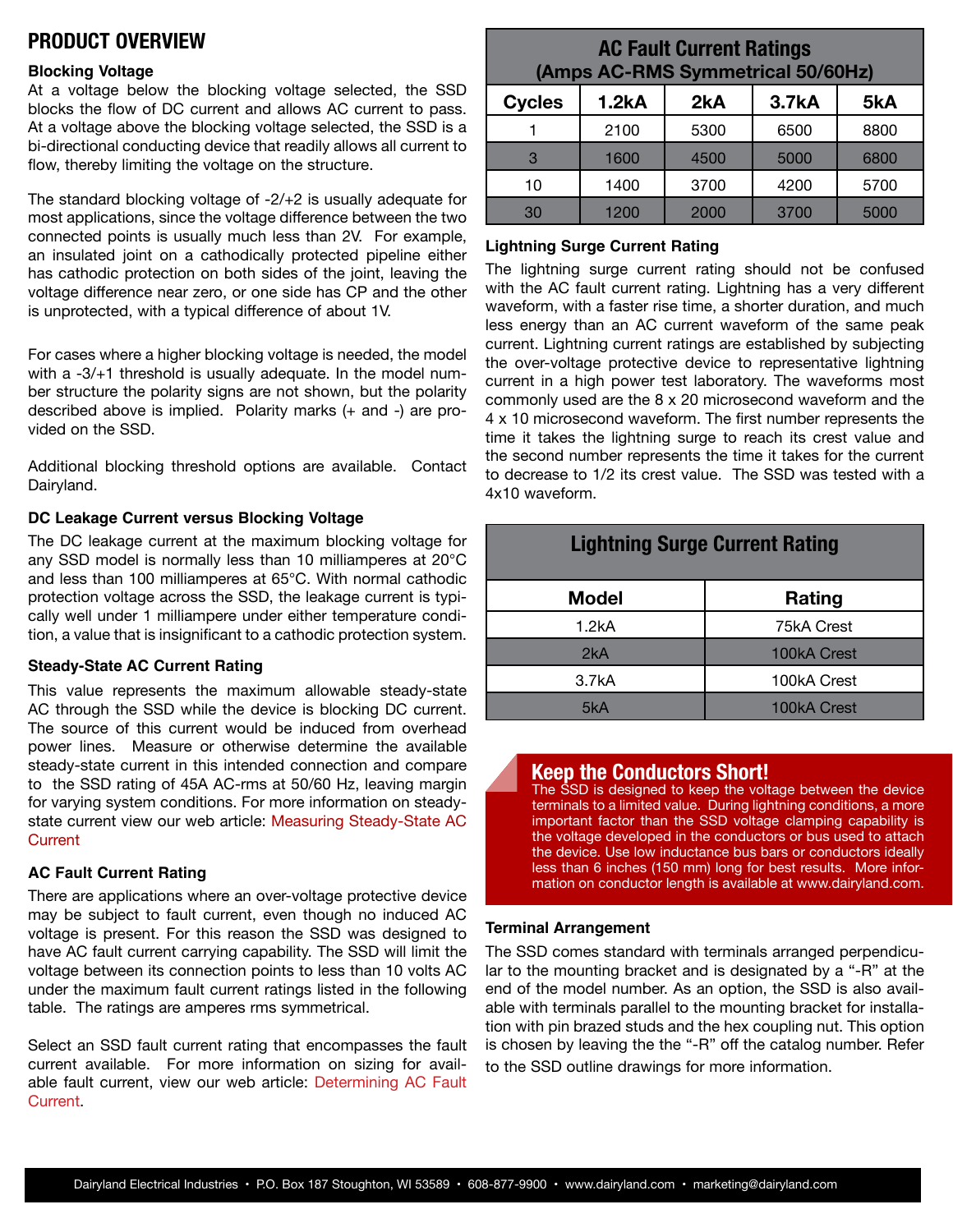# PRODUCT OVERVIEW

### Blocking Voltage

At a voltage below the blocking voltage selected, the SSD blocks the flow of DC current and allows AC current to pass. At a voltage above the blocking voltage selected, the SSD is a bi-directional conducting device that readily allows all current to flow, thereby limiting the voltage on the structure.

The standard blocking voltage of -2/+2 is usually adequate for most applications, since the voltage difference between the two connected points is usually much less than 2V. For example, an insulated joint on a cathodically protected pipeline either has cathodic protection on both sides of the joint, leaving the voltage difference near zero, or one side has CP and the other is unprotected, with a typical difference of about 1V.

For cases where a higher blocking voltage is needed, the model with a -3/+1 threshold is usually adequate. In the model number structure the polarity signs are not shown, but the polarity described above is implied. Polarity marks (+ and -) are provided on the SSD.

Additional blocking threshold options are available. Contact Dairyland.

### DC Leakage Current versus Blocking Voltage

The DC leakage current at the maximum blocking voltage for any SSD model is normally less than 10 milliamperes at 20°C and less than 100 milliamperes at 65°C. With normal cathodic protection voltage across the SSD, the leakage current is typically well under 1 milliampere under either temperature condition, a value that is insignificant to a cathodic protection system.

### Steady-State AC Current Rating

This value represents the maximum allowable steady-state AC through the SSD while the device is blocking DC current. The source of this current would be induced from overhead power lines. Measure or otherwise determine the available steady-state current in this intended connection and compare to the SSD rating of 45A AC-rms at 50/60 Hz, leaving margin for varying system conditions. For more information on steady-state current view our web article: Measuring Steady-State AC Current

### AC Fault Current Rating

There are applications where an over-voltage protective device may be subject to fault current, even though no induced AC voltage is present. For this reason the SSD was designed to have AC fault current carrying capability. The SSD will limit the voltage between its connection points to less than 10 volts AC under the maximum fault current ratings listed in the following table. The ratings are amperes rms symmetrical.

Select an SSD fault current rating that encompasses the fault current available. For more information on sizing for available fault current, view our web article: Determining AC Fault Current.

**AC Fault Current Ratings (Amps AC-RMS Symmetrical 50/60Hz)**

| Cycles | 1.2kA | 2kA | 3.7kA | 5kA |
|---|---|---|---|---|
| 1 | 2100 | 5300 | 6500 | 8800 |
| 3 | 1600 | 4500 | 5000 | 6800 |
| 10 | 1400 | 3700 | 4200 | 5700 |
| 30 | 1200 | 2000 | 3700 | 5000 |

### Lightning Surge Current Rating

The lightning surge current rating should not be confused with the AC fault current rating. Lightning has a very different waveform, with a faster rise time, a shorter duration, and much less energy than an AC current waveform of the same peak current. Lightning current ratings are established by subjecting the over-voltage protective device to representative lightning current in a high power test laboratory. The waveforms most commonly used are the 8 x 20 microsecond waveform and the 4 x 10 microsecond waveform. The first number represents the time it takes the lightning surge to reach its crest value and the second number represents the time it takes for the current to decrease to 1/2 its crest value. The SSD was tested with a 4x10 waveform.

**Lightning Surge Current Rating**

| Model | Rating |
|---|---|
| 1.2kA | 75kA Crest |
| 2kA | 100kA Crest |
| 3.7kA | 100kA Crest |
| 5kA | 100kA Crest |

### Keep the Conductors Short!

The SSD is designed to keep the voltage between the device terminals to a limited value. During lightning conditions, a more important factor than the SSD voltage clamping capability is the voltage developed in the conductors or bus used to attach the device. Use low inductance bus bars or conductors ideally less than 6 inches (150 mm) long for best results. More information on conductor length is available at www.dairyland.com.

### Terminal Arrangement

The SSD comes standard with terminals arranged perpendicular to the mounting bracket and is designated by a "-R" at the end of the model number. As an option, the SSD is also available with terminals parallel to the mounting bracket for installation with pin brazed studs and the hex coupling nut. This option is chosen by leaving the the "-R" off the catalog number. Refer to the SSD outline drawings for more information.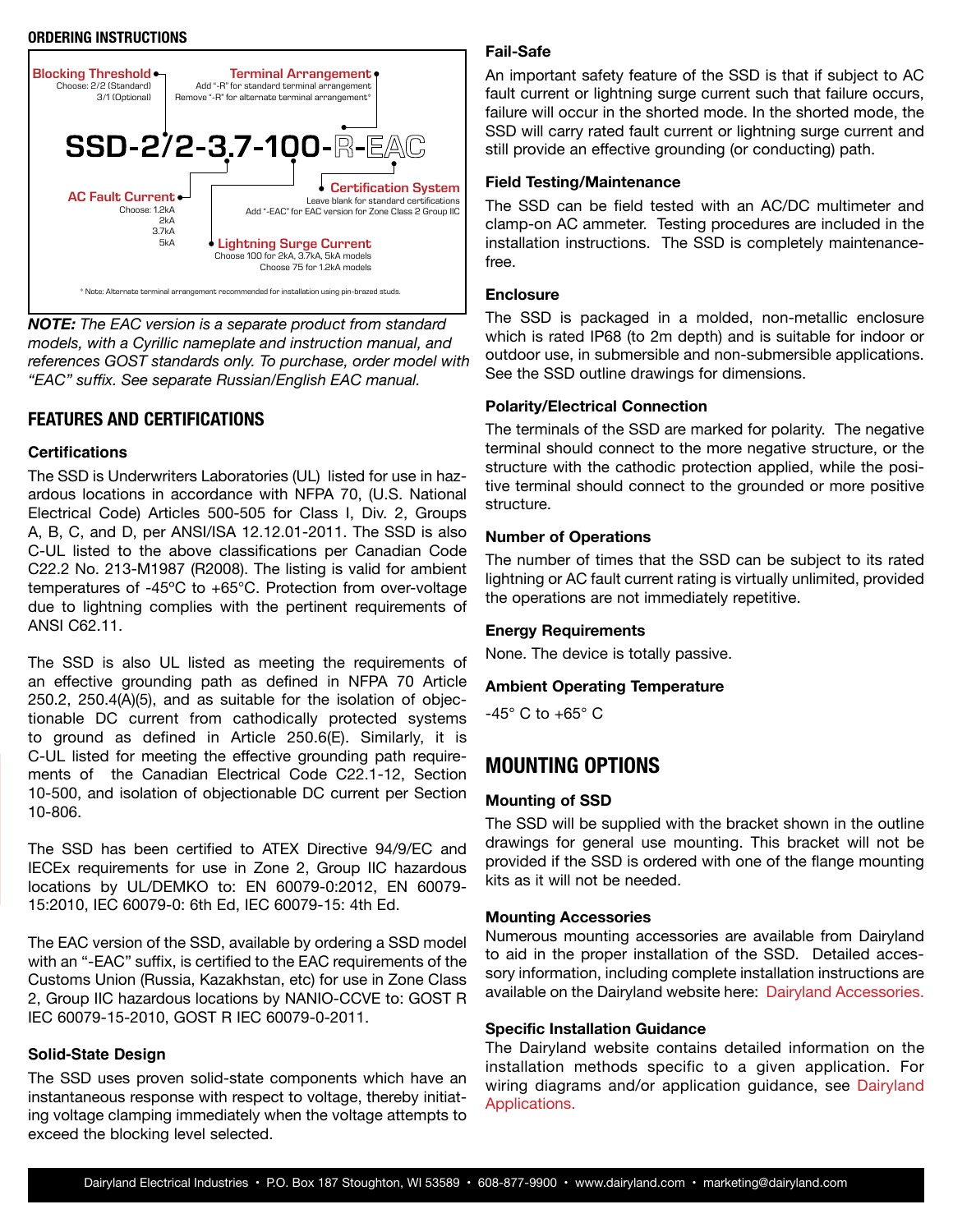## ORDERING INSTRUCTIONS

**Blocking Threshold**
Choose: 2/2 (Standard)
3/1 (Optional)

**Terminal Arrangement**
Add "-R" for standard terminal arrangement
Remove "-R" for alternate terminal arrangement*

**SSD-2/2-3.7-100-R-EAC**

**AC Fault Current**
Choose: 1.2kA
2kA
3.7kA
5kA

**Certification System**
Leave blank for standard certifications
Add "-EAC" for EAC version for Zone Class 2 Group IIC

**Lightning Surge Current**
Choose 100 for 2kA, 3.7kA, 5kA models
Choose 75 for 1.2kA models

* Note: Alternate terminal arrangement recommended for installation using pin-brazed studs.

***NOTE:*** *The EAC version is a separate product from standard models, with a Cyrillic nameplate and instruction manual, and references GOST standards only. To purchase, order model with "EAC" suffix. See separate Russian/English EAC manual.*

## FEATURES AND CERTIFICATIONS

### Certifications

The SSD is Underwriters Laboratories (UL) listed for use in hazardous locations in accordance with NFPA 70, (U.S. National Electrical Code) Articles 500-505 for Class I, Div. 2, Groups A, B, C, and D, per ANSI/ISA 12.12.01-2011. The SSD is also C-UL listed to the above classifications per Canadian Code C22.2 No. 213-M1987 (R2008). The listing is valid for ambient temperatures of -45°C to +65°C. Protection from over-voltage due to lightning complies with the pertinent requirements of ANSI C62.11.

The SSD is also UL listed as meeting the requirements of an effective grounding path as defined in NFPA 70 Article 250.2, 250.4(A)(5), and as suitable for the isolation of objectionable DC current from cathodically protected systems to ground as defined in Article 250.6(E). Similarly, it is C-UL listed for meeting the effective grounding path requirements of the Canadian Electrical Code C22.1-12, Section 10-500, and isolation of objectionable DC current per Section 10-806.

The SSD has been certified to ATEX Directive 94/9/EC and IECEx requirements for use in Zone 2, Group IIC hazardous locations by UL/DEMKO to: EN 60079-0:2012, EN 60079-15:2010, IEC 60079-0: 6th Ed, IEC 60079-15: 4th Ed.

The EAC version of the SSD, available by ordering a SSD model with an "-EAC" suffix, is certified to the EAC requirements of the Customs Union (Russia, Kazakhstan, etc) for use in Zone Class 2, Group IIC hazardous locations by NANIO-CCVE to: GOST R IEC 60079-15-2010, GOST R IEC 60079-0-2011.

### Solid-State Design

The SSD uses proven solid-state components which have an instantaneous response with respect to voltage, thereby initiating voltage clamping immediately when the voltage attempts to exceed the blocking level selected.

### Fail-Safe

An important safety feature of the SSD is that if subject to AC fault current or lightning surge current such that failure occurs, failure will occur in the shorted mode. In the shorted mode, the SSD will carry rated fault current or lightning surge current and still provide an effective grounding (or conducting) path.

### Field Testing/Maintenance

The SSD can be field tested with an AC/DC multimeter and clamp-on AC ammeter. Testing procedures are included in the installation instructions. The SSD is completely maintenance-free.

### Enclosure

The SSD is packaged in a molded, non-metallic enclosure which is rated IP68 (to 2m depth) and is suitable for indoor or outdoor use, in submersible and non-submersible applications. See the SSD outline drawings for dimensions.

### Polarity/Electrical Connection

The terminals of the SSD are marked for polarity. The negative terminal should connect to the more negative structure, or the structure with the cathodic protection applied, while the positive terminal should connect to the grounded or more positive structure.

### Number of Operations

The number of times that the SSD can be subject to its rated lightning or AC fault current rating is virtually unlimited, provided the operations are not immediately repetitive.

### Energy Requirements

None. The device is totally passive.

### Ambient Operating Temperature

-45° C to +65° C

## MOUNTING OPTIONS

### Mounting of SSD

The SSD will be supplied with the bracket shown in the outline drawings for general use mounting. This bracket will not be provided if the SSD is ordered with one of the flange mounting kits as it will not be needed.

### Mounting Accessories

Numerous mounting accessories are available from Dairyland to aid in the proper installation of the SSD. Detailed accessory information, including complete installation instructions are available on the Dairyland website here: Dairyland Accessories.

### Specific Installation Guidance

The Dairyland website contains detailed information on the installation methods specific to a given application. For wiring diagrams and/or application guidance, see Dairyland Applications.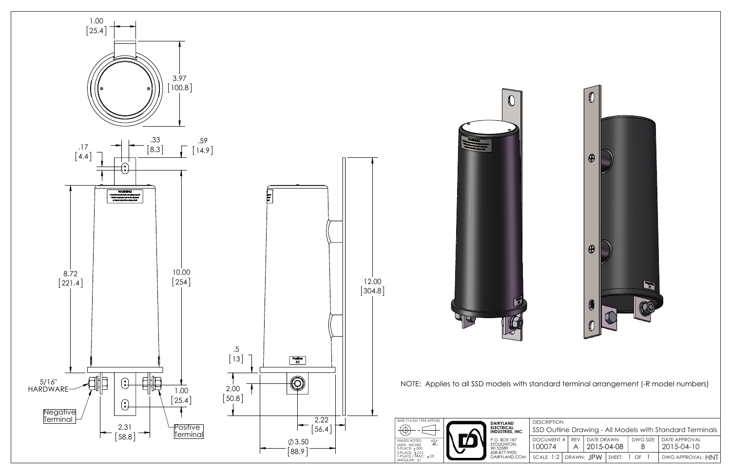1.00
[25.4]

3.97
[100.8]

.17
[4.4]

.33
[8.3]

.59
[14.9]

8.72
[221.4]

10.00
[254]

5/16" HARDWARE

Negative Terminal

1.00
[25.4]

2.31
[58.8]

Positive Terminal

.5
[13]

2.00
[50.8]

12.00
[304.8]

2.22
[56.4]

∅3.50
[88.9]

NOTE: Applies to all SSD models with standard terminal arrangement (-R model numbers)

| ANSI Y14.5M 1994 APPLIES | DAIRYLAND ELECTRICAL INDUSTRIES, INC. | DESCRIPTION | | | | |
|---|---|---|---|---|---|---|
| UNLESS NOTED UNITS: INCHES 3-PLACE: ±.005 2-PLACE: ±.015 1-PLACE / FRAC: ±.03 ANGULAR: ±1 | P.O. BOX 187 STOUGHTON, WI 53589 608-877-9900 DAIRYLAND.COM | SSD Outline Drawing - All Models with Standard Terminals | | | | |
| | | DOCUMENT # 100074 | REV A | DATE DRAWN 2015-04-08 | DWG SIZE B | DATE APPROVAL 2015-04-10 |
| | | SCALE 1:2 | DRAWN: JPW | SHEET: 1 OF 1 | | DWG APPROVAL: HNT |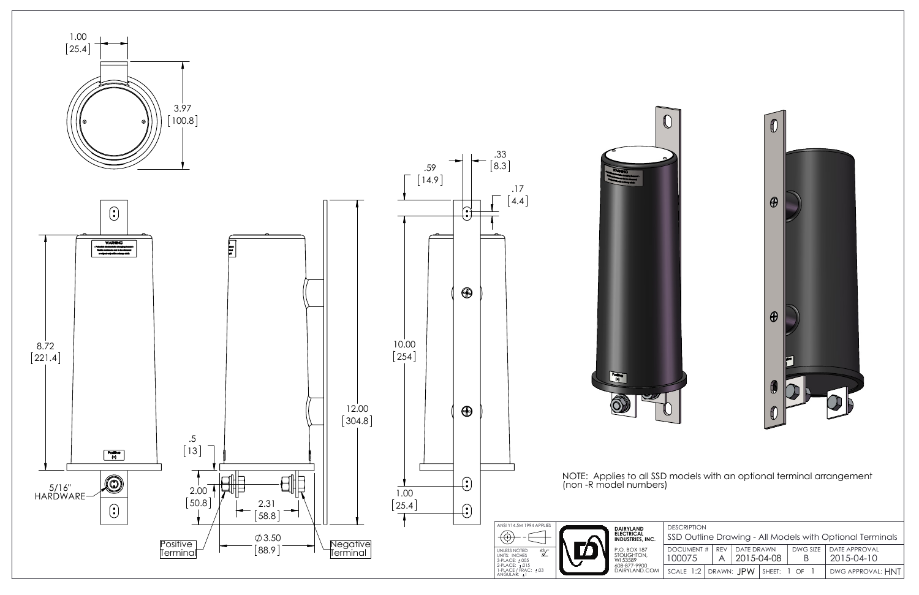1.00
[25.4]

3.97
[100.8]

8.72
[221.4]

5/16"
HARDWARE

WARNING

Positive
(+)

.5
[13]

2.00
[50.8]

2.31
[58.8]

Positive
Terminal

$\varnothing$3.50
[88.9]

Negative
Terminal

12.00
[304.8]

.59
[14.9]

.33
[8.3]

.17
[4.4]

10.00
[254]

1.00
[25.4]

NOTE: Applies to all SSD models with an optional terminal arrangement (non -R model numbers)

| | | | | | |
|---|---|---|---|---|---|
| ANSI Y14.5M 1994 APPLIES | DAIRYLAND ELECTRICAL INDUSTRIES, INC. | DESCRIPTION SSD Outline Drawing - All Models with Optional Terminals | | | |
| UNLESS NOTED UNITS: INCHES 3-PLACE: ±.005 2-PLACE: ±.015 1-PLACE / FRAC: ±.03 ANGULAR: ±1 63 | P.O. BOX 187 STOUGHTON, WI 53589 608-877-9900 DAIRYLAND.COM | DOCUMENT # 100075 | REV A | DATE DRAWN 2015-04-08 | DWG SIZE B |
| | | DATE APPROVAL 2015-04-10 | | | |
| | | SCALE 1:2 | DRAWN: JPW | SHEET: 1 OF 1 | DWG APPROVAL: HNT |